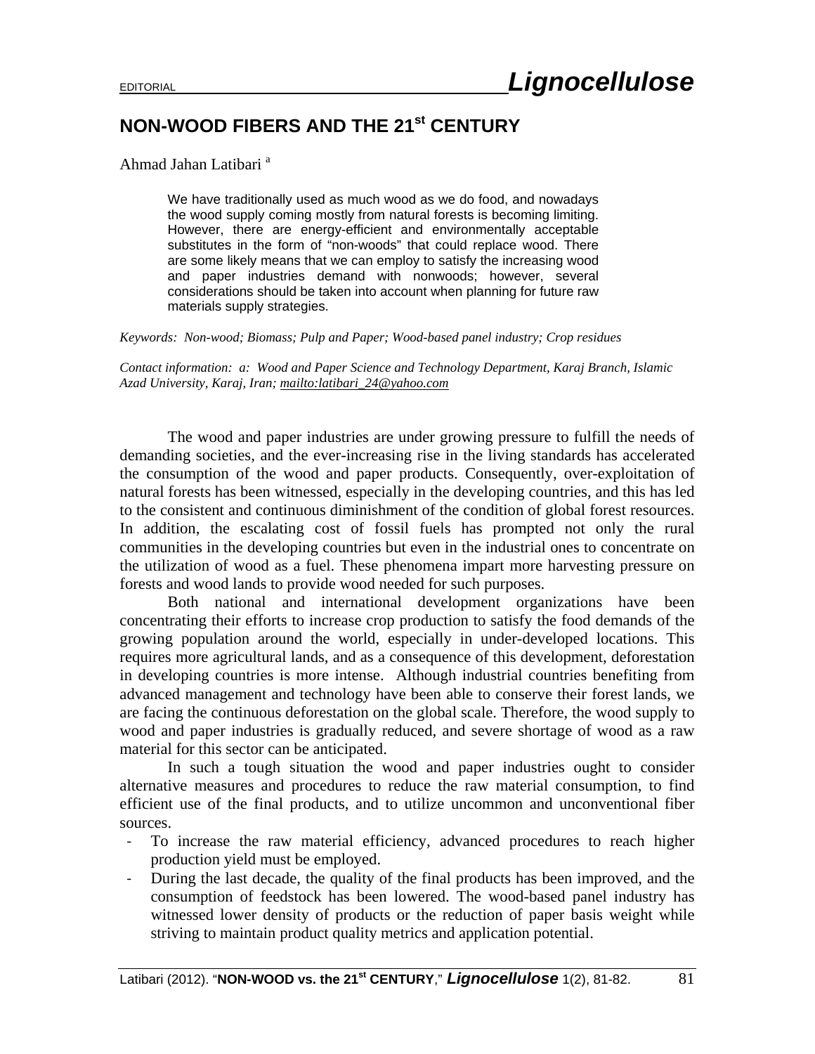EDITORIAL **Lignocellulose**

# NON-WOOD FIBERS AND THE 21st CENTURY

Ahmad Jahan Latibari [a]

> We have traditionally used as much wood as we do food, and nowadays the wood supply coming mostly from natural forests is becoming limiting. However, there are energy-efficient and environmentally acceptable substitutes in the form of "non-woods" that could replace wood. There are some likely means that we can employ to satisfy the increasing wood and paper industries demand with nonwoods; however, several considerations should be taken into account when planning for future raw materials supply strategies.

*Keywords: Non-wood; Biomass; Pulp and Paper; Wood-based panel industry; Crop residues*

*Contact information: a: Wood and Paper Science and Technology Department, Karaj Branch, Islamic Azad University, Karaj, Iran; mailto:latibari_24@yahoo.com*

The wood and paper industries are under growing pressure to fulfill the needs of demanding societies, and the ever-increasing rise in the living standards has accelerated the consumption of the wood and paper products. Consequently, over-exploitation of natural forests has been witnessed, especially in the developing countries, and this has led to the consistent and continuous diminishment of the condition of global forest resources. In addition, the escalating cost of fossil fuels has prompted not only the rural communities in the developing countries but even in the industrial ones to concentrate on the utilization of wood as a fuel. These phenomena impart more harvesting pressure on forests and wood lands to provide wood needed for such purposes.

Both national and international development organizations have been concentrating their efforts to increase crop production to satisfy the food demands of the growing population around the world, especially in under-developed locations. This requires more agricultural lands, and as a consequence of this development, deforestation in developing countries is more intense. Although industrial countries benefiting from advanced management and technology have been able to conserve their forest lands, we are facing the continuous deforestation on the global scale. Therefore, the wood supply to wood and paper industries is gradually reduced, and severe shortage of wood as a raw material for this sector can be anticipated.

In such a tough situation the wood and paper industries ought to consider alternative measures and procedures to reduce the raw material consumption, to find efficient use of the final products, and to utilize uncommon and unconventional fiber sources.

- To increase the raw material efficiency, advanced procedures to reach higher production yield must be employed.
- During the last decade, the quality of the final products has been improved, and the consumption of feedstock has been lowered. The wood-based panel industry has witnessed lower density of products or the reduction of paper basis weight while striving to maintain product quality metrics and application potential.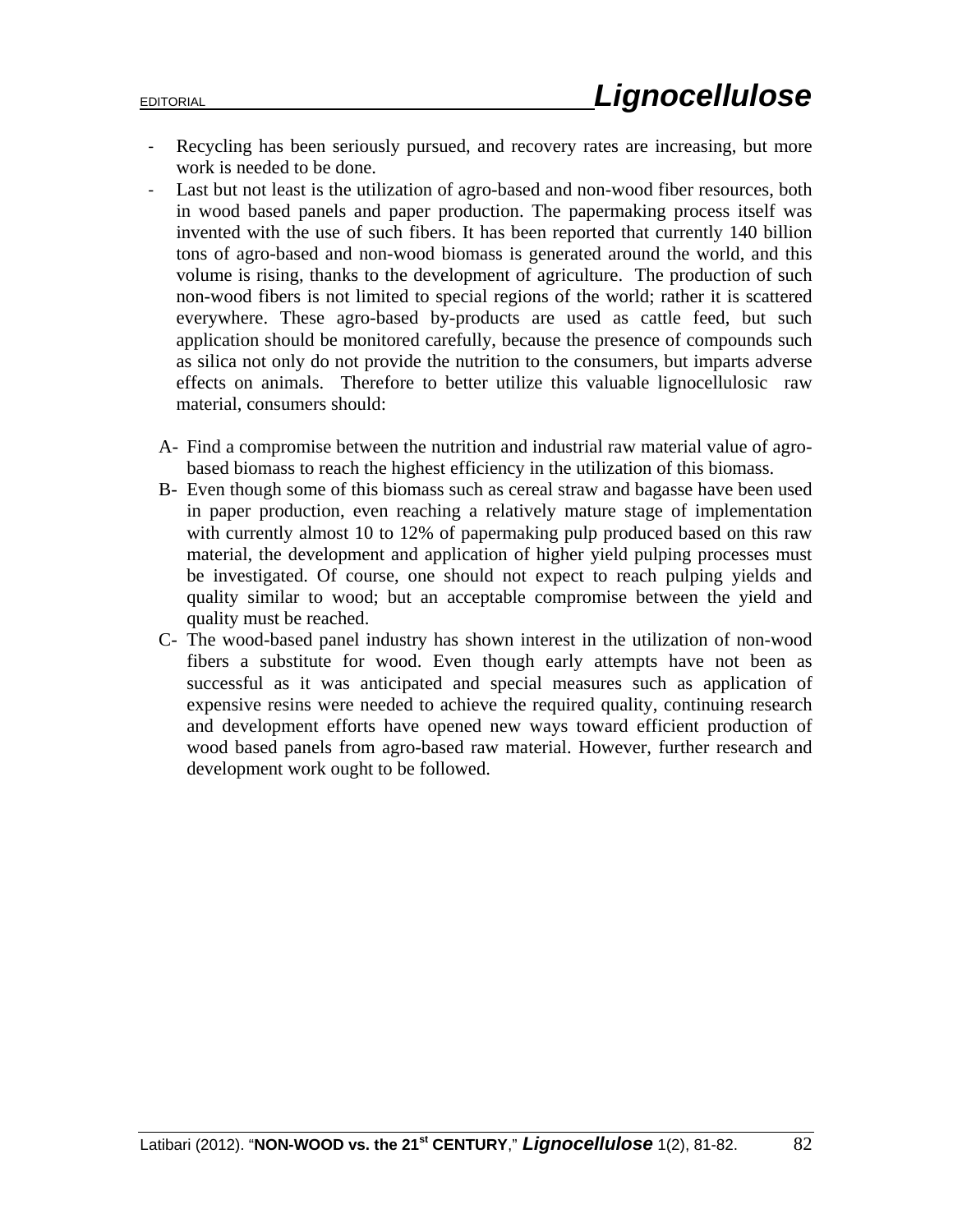- Recycling has been seriously pursued, and recovery rates are increasing, but more work is needed to be done.
- Last but not least is the utilization of agro-based and non-wood fiber resources, both in wood based panels and paper production. The papermaking process itself was invented with the use of such fibers. It has been reported that currently 140 billion tons of agro-based and non-wood biomass is generated around the world, and this volume is rising, thanks to the development of agriculture. The production of such non-wood fibers is not limited to special regions of the world; rather it is scattered everywhere. These agro-based by-products are used as cattle feed, but such application should be monitored carefully, because the presence of compounds such as silica not only do not provide the nutrition to the consumers, but imparts adverse effects on animals. Therefore to better utilize this valuable lignocellulosic raw material, consumers should:

A- Find a compromise between the nutrition and industrial raw material value of agro-based biomass to reach the highest efficiency in the utilization of this biomass.

B- Even though some of this biomass such as cereal straw and bagasse have been used in paper production, even reaching a relatively mature stage of implementation with currently almost 10 to 12% of papermaking pulp produced based on this raw material, the development and application of higher yield pulping processes must be investigated. Of course, one should not expect to reach pulping yields and quality similar to wood; but an acceptable compromise between the yield and quality must be reached.

C- The wood-based panel industry has shown interest in the utilization of non-wood fibers a substitute for wood. Even though early attempts have not been as successful as it was anticipated and special measures such as application of expensive resins were needed to achieve the required quality, continuing research and development efforts have opened new ways toward efficient production of wood based panels from agro-based raw material. However, further research and development work ought to be followed.